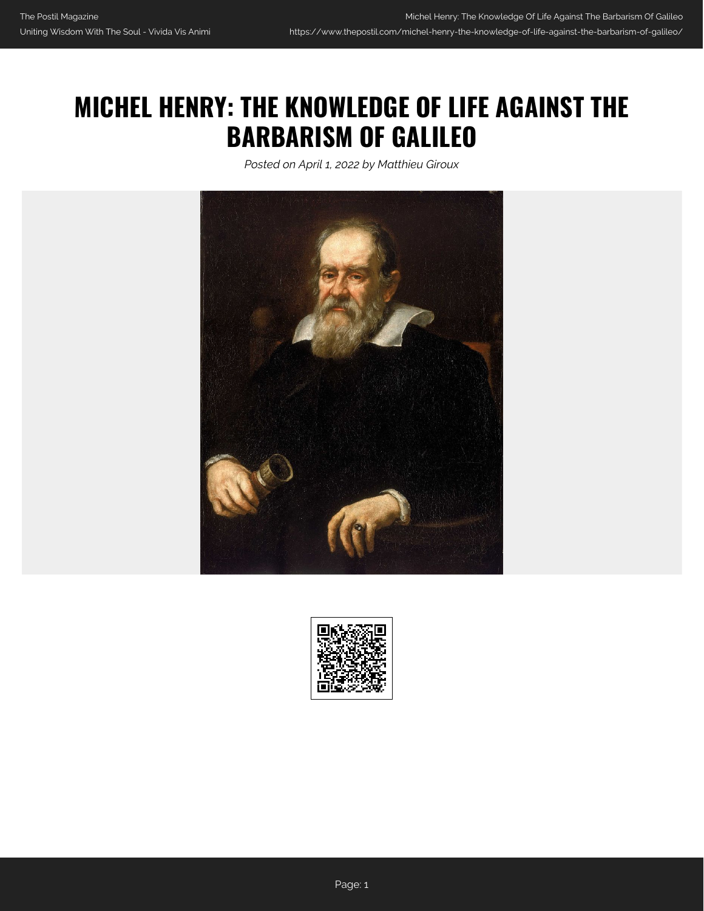# MICHEL HENRY: THE KNOWLEDGE OF LIFE AGAINST THE BARBARISM OF GALILEO

*Posted on April 1, 2022 by Matthieu Giroux*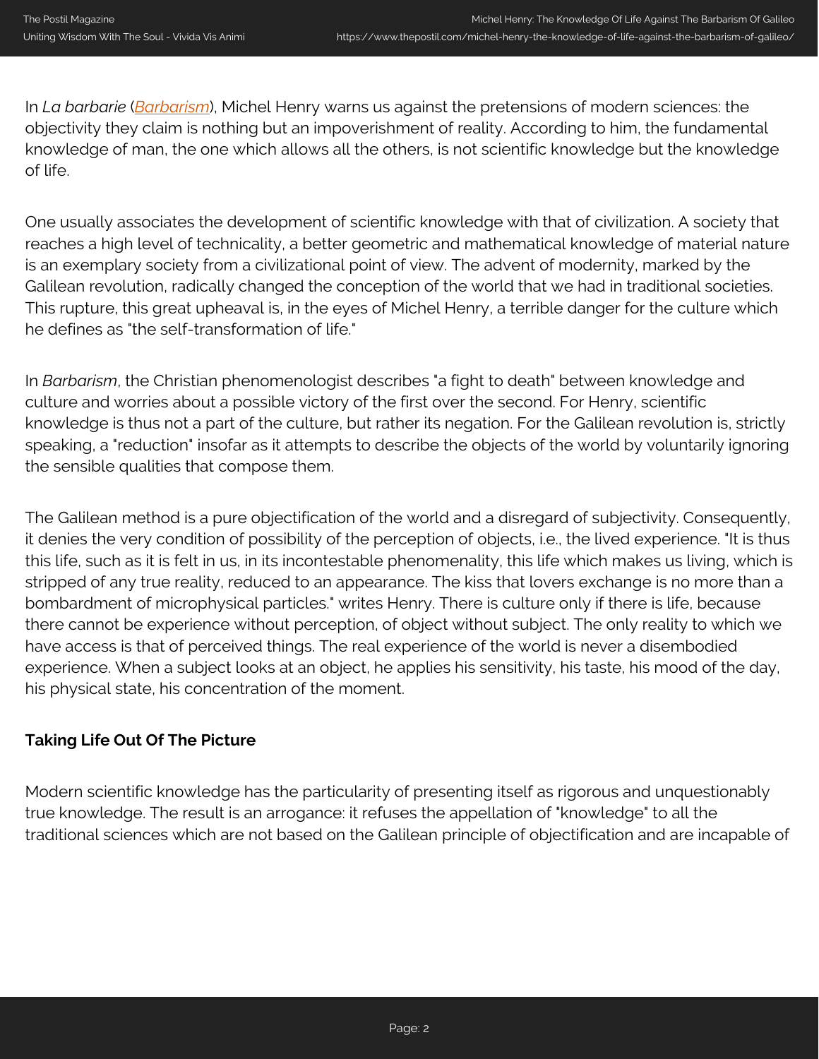In *La barbarie* (*Barbarism*), Michel Henry warns us against the pretensions of modern sciences: the objectivity they claim is nothing but an impoverishment of reality. According to him, the fundamental knowledge of man, the one which allows all the others, is not scientific knowledge but the knowledge of life.

One usually associates the development of scientific knowledge with that of civilization. A society that reaches a high level of technicality, a better geometric and mathematical knowledge of material nature is an exemplary society from a civilizational point of view. The advent of modernity, marked by the Galilean revolution, radically changed the conception of the world that we had in traditional societies. This rupture, this great upheaval is, in the eyes of Michel Henry, a terrible danger for the culture which he defines as "the self-transformation of life."

In *Barbarism*, the Christian phenomenologist describes "a fight to death" between knowledge and culture and worries about a possible victory of the first over the second. For Henry, scientific knowledge is thus not a part of the culture, but rather its negation. For the Galilean revolution is, strictly speaking, a "reduction" insofar as it attempts to describe the objects of the world by voluntarily ignoring the sensible qualities that compose them.

The Galilean method is a pure objectification of the world and a disregard of subjectivity. Consequently, it denies the very condition of possibility of the perception of objects, i.e., the lived experience. "It is thus this life, such as it is felt in us, in its incontestable phenomenality, this life which makes us living, which is stripped of any true reality, reduced to an appearance. The kiss that lovers exchange is no more than a bombardment of microphysical particles." writes Henry. There is culture only if there is life, because there cannot be experience without perception, of object without subject. The only reality to which we have access is that of perceived things. The real experience of the world is never a disembodied experience. When a subject looks at an object, he applies his sensitivity, his taste, his mood of the day, his physical state, his concentration of the moment.

### Taking Life Out Of The Picture

Modern scientific knowledge has the particularity of presenting itself as rigorous and unquestionably true knowledge. The result is an arrogance: it refuses the appellation of "knowledge" to all the traditional sciences which are not based on the Galilean principle of objectification and are incapable of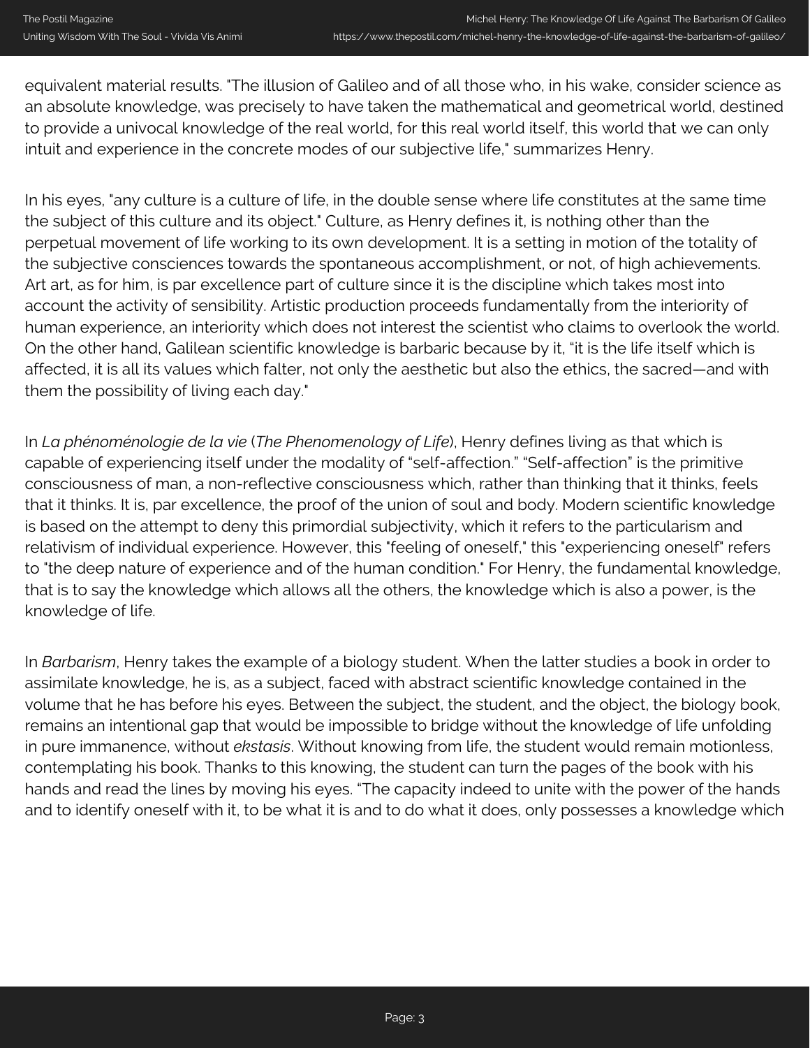equivalent material results. "The illusion of Galileo and of all those who, in his wake, consider science as an absolute knowledge, was precisely to have taken the mathematical and geometrical world, destined to provide a univocal knowledge of the real world, for this real world itself, this world that we can only intuit and experience in the concrete modes of our subjective life," summarizes Henry.

In his eyes, "any culture is a culture of life, in the double sense where life constitutes at the same time the subject of this culture and its object." Culture, as Henry defines it, is nothing other than the perpetual movement of life working to its own development. It is a setting in motion of the totality of the subjective consciences towards the spontaneous accomplishment, or not, of high achievements. Art art, as for him, is par excellence part of culture since it is the discipline which takes most into account the activity of sensibility. Artistic production proceeds fundamentally from the interiority of human experience, an interiority which does not interest the scientist who claims to overlook the world. On the other hand, Galilean scientific knowledge is barbaric because by it, "it is the life itself which is affected, it is all its values which falter, not only the aesthetic but also the ethics, the sacred—and with them the possibility of living each day."

In *La phénoménologie de la vie* (*The Phenomenology of Life*), Henry defines living as that which is capable of experiencing itself under the modality of "self-affection." "Self-affection" is the primitive consciousness of man, a non-reflective consciousness which, rather than thinking that it thinks, feels that it thinks. It is, par excellence, the proof of the union of soul and body. Modern scientific knowledge is based on the attempt to deny this primordial subjectivity, which it refers to the particularism and relativism of individual experience. However, this "feeling of oneself," this "experiencing oneself" refers to "the deep nature of experience and of the human condition." For Henry, the fundamental knowledge, that is to say the knowledge which allows all the others, the knowledge which is also a power, is the knowledge of life.

In *Barbarism*, Henry takes the example of a biology student. When the latter studies a book in order to assimilate knowledge, he is, as a subject, faced with abstract scientific knowledge contained in the volume that he has before his eyes. Between the subject, the student, and the object, the biology book, remains an intentional gap that would be impossible to bridge without the knowledge of life unfolding in pure immanence, without *ekstasis*. Without knowing from life, the student would remain motionless, contemplating his book. Thanks to this knowing, the student can turn the pages of the book with his hands and read the lines by moving his eyes. "The capacity indeed to unite with the power of the hands and to identify oneself with it, to be what it is and to do what it does, only possesses a knowledge which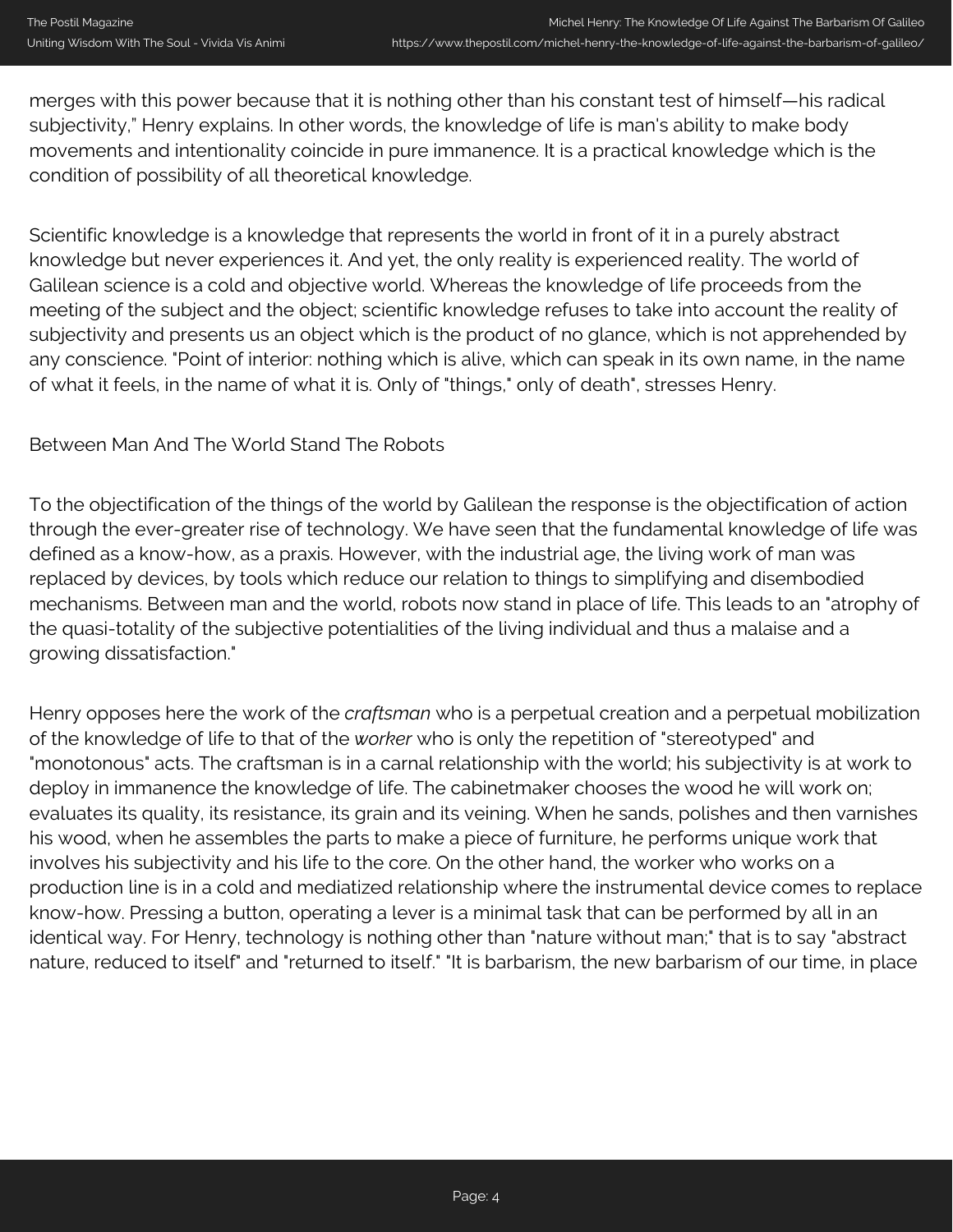merges with this power because that it is nothing other than his constant test of himself—his radical subjectivity," Henry explains. In other words, the knowledge of life is man's ability to make body movements and intentionality coincide in pure immanence. It is a practical knowledge which is the condition of possibility of all theoretical knowledge.

Scientific knowledge is a knowledge that represents the world in front of it in a purely abstract knowledge but never experiences it. And yet, the only reality is experienced reality. The world of Galilean science is a cold and objective world. Whereas the knowledge of life proceeds from the meeting of the subject and the object; scientific knowledge refuses to take into account the reality of subjectivity and presents us an object which is the product of no glance, which is not apprehended by any conscience. "Point of interior: nothing which is alive, which can speak in its own name, in the name of what it feels, in the name of what it is. Only of "things," only of death", stresses Henry.

## Between Man And The World Stand The Robots

To the objectification of the things of the world by Galilean the response is the objectification of action through the ever-greater rise of technology. We have seen that the fundamental knowledge of life was defined as a know-how, as a praxis. However, with the industrial age, the living work of man was replaced by devices, by tools which reduce our relation to things to simplifying and disembodied mechanisms. Between man and the world, robots now stand in place of life. This leads to an "atrophy of the quasi-totality of the subjective potentialities of the living individual and thus a malaise and a growing dissatisfaction."

Henry opposes here the work of the *craftsman* who is a perpetual creation and a perpetual mobilization of the knowledge of life to that of the *worker* who is only the repetition of "stereotyped" and "monotonous" acts. The craftsman is in a carnal relationship with the world; his subjectivity is at work to deploy in immanence the knowledge of life. The cabinetmaker chooses the wood he will work on; evaluates its quality, its resistance, its grain and its veining. When he sands, polishes and then varnishes his wood, when he assembles the parts to make a piece of furniture, he performs unique work that involves his subjectivity and his life to the core. On the other hand, the worker who works on a production line is in a cold and mediatized relationship where the instrumental device comes to replace know-how. Pressing a button, operating a lever is a minimal task that can be performed by all in an identical way. For Henry, technology is nothing other than "nature without man;" that is to say "abstract nature, reduced to itself" and "returned to itself." "It is barbarism, the new barbarism of our time, in place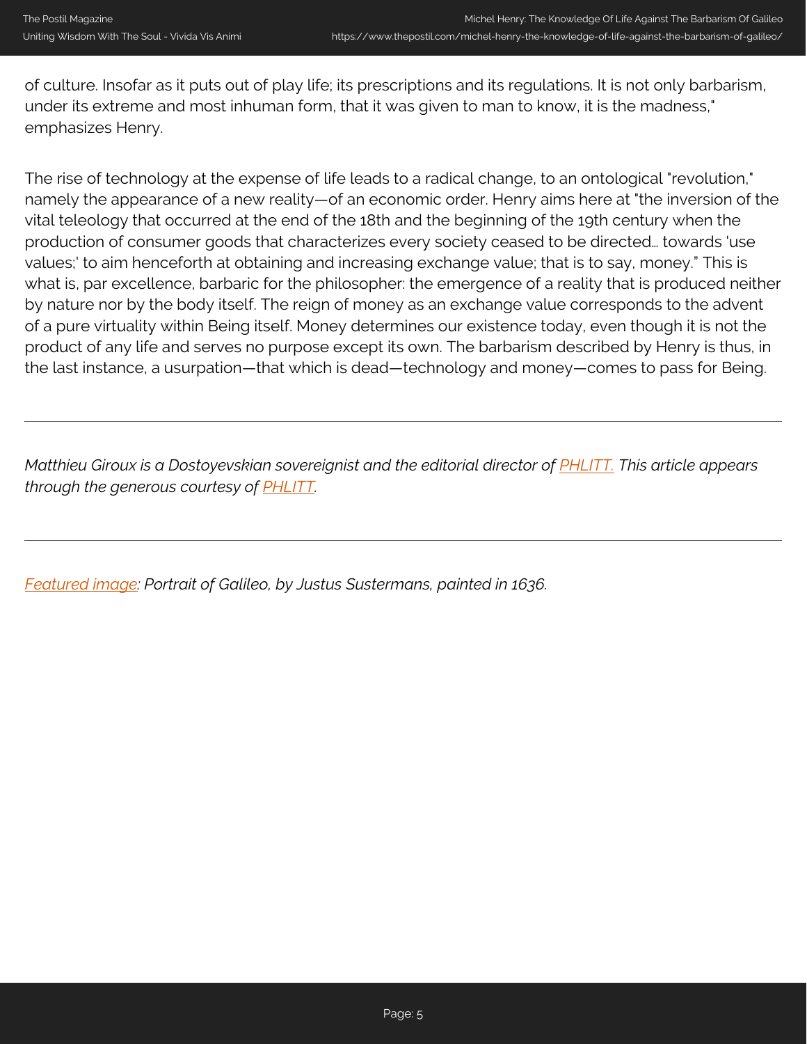of culture. Insofar as it puts out of play life; its prescriptions and its regulations. It is not only barbarism, under its extreme and most inhuman form, that it was given to man to know, it is the madness," emphasizes Henry.

The rise of technology at the expense of life leads to a radical change, to an ontological "revolution," namely the appearance of a new reality—of an economic order. Henry aims here at "the inversion of the vital teleology that occurred at the end of the 18th and the beginning of the 19th century when the production of consumer goods that characterizes every society ceased to be directed… towards 'use values;' to aim henceforth at obtaining and increasing exchange value; that is to say, money." This is what is, par excellence, barbaric for the philosopher: the emergence of a reality that is produced neither by nature nor by the body itself. The reign of money as an exchange value corresponds to the advent of a pure virtuality within Being itself. Money determines our existence today, even though it is not the product of any life and serves no purpose except its own. The barbarism described by Henry is thus, in the last instance, a usurpation—that which is dead—technology and money—comes to pass for Being.

---

*Matthieu Giroux is a Dostoyevskian sovereignist and the editorial director of [PHLITT.](#) This article appears through the generous courtesy of [PHLITT](#).*

---

*[Featured image](#): Portrait of Galileo, by Justus Sustermans, painted in 1636.*